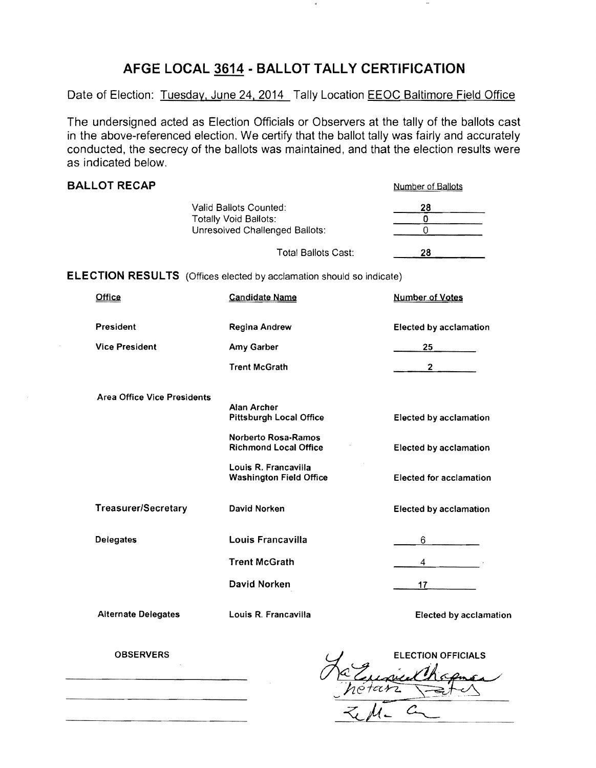# AFGE LOCAL 3614 - BALLOT TALLY CERTIFICATION

Date of Election: Tuesday, June 24, 2014 Tally Location EEOC Baltimore Field Office

The undersigned acted as Election Officials or Observers at the tally of the ballots cast in the above-referenced election. We certify that the ballot tally was fairly and accurately conducted, the secrecy of the ballots was maintained, and that the election results were as indicated below.

## BALLOT RECAP

| | Number of Ballots |
|---|---|
| Valid Ballots Counted: | 28 |
| Totally Void Ballots: | 0 |
| Unresolved Challenged Ballots: | 0 |
| Total Ballots Cast: | 28 |

## ELECTION RESULTS (Offices elected by acclamation should so indicate)

| Office | Candidate Name | Number of Votes |
|---|---|---|
| President | Regina Andrew | Elected by acclamation |
| Vice President | Amy Garber | 25 |
| | Trent McGrath | 2 |
| Area Office Vice Presidents | Alan Archer<br>Pittsburgh Local Office | Elected by acclamation |
| | Norberto Rosa-Ramos<br>Richmond Local Office | Elected by acclamation |
| | Louis R. Francavilla<br>Washington Field Office | Elected for acclamation |
| Treasurer/Secretary | David Norken | Elected by acclamation |
| Delegates | Louis Francavilla | 6 |
| | Trent McGrath | 4 |
| | David Norken | 17 |
| Alternate Delegates | Louis R. Francavilla | Elected by acclamation |

OBSERVERS

\_\_\_\_\_\_\_\_\_\_\_\_\_\_\_\_\_\_\_\_

\_\_\_\_\_\_\_\_\_\_\_\_\_\_\_\_\_\_\_\_

\_\_\_\_\_\_\_\_\_\_\_\_\_\_\_\_\_\_\_\_

ELECTION OFFICIALS

[Signatures]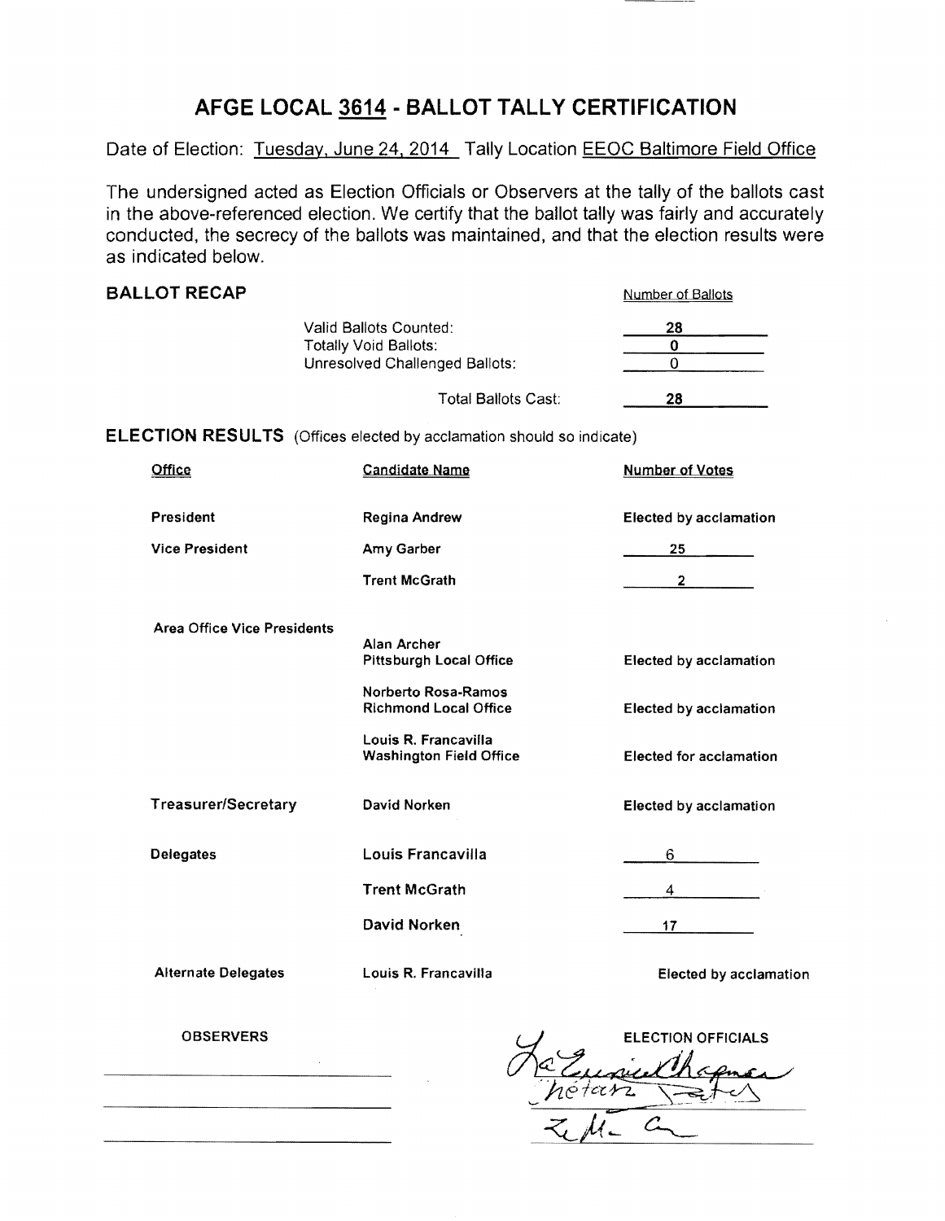# AFGE LOCAL 3614 - BALLOT TALLY CERTIFICATION

Date of Election: Tuesday, June 24, 2014 Tally Location EEOC Baltimore Field Office

The undersigned acted as Election Officials or Observers at the tally of the ballots cast in the above-referenced election. We certify that the ballot tally was fairly and accurately conducted, the secrecy of the ballots was maintained, and that the election results were as indicated below.

## BALLOT RECAP

| | Number of Ballots |
|---|---|
| Valid Ballots Counted: | 28 |
| Totally Void Ballots: | 0 |
| Unresolved Challenged Ballots: | 0 |
| Total Ballots Cast: | 28 |

## ELECTION RESULTS (Offices elected by acclamation should so indicate)

| Office | Candidate Name | Number of Votes |
|---|---|---|
| President | Regina Andrew | Elected by acclamation |
| Vice President | Amy Garber | 25 |
| | Trent McGrath | 2 |
| Area Office Vice Presidents | Alan Archer<br>Pittsburgh Local Office | Elected by acclamation |
| | Norberto Rosa-Ramos<br>Richmond Local Office | Elected by acclamation |
| | Louis R. Francavilla<br>Washington Field Office | Elected for acclamation |
| Treasurer/Secretary | David Norken | Elected by acclamation |
| Delegates | Louis Francavilla | 6 |
| | Trent McGrath | 4 |
| | David Norken | 17 |
| Alternate Delegates | Louis R. Francavilla | Elected by acclamation |

| OBSERVERS | ELECTION OFFICIALS |
|---|---|
| ______________________ | LaEunice Chapman |
| ______________________ | Chetan Patel |
| ______________________ | [signature] |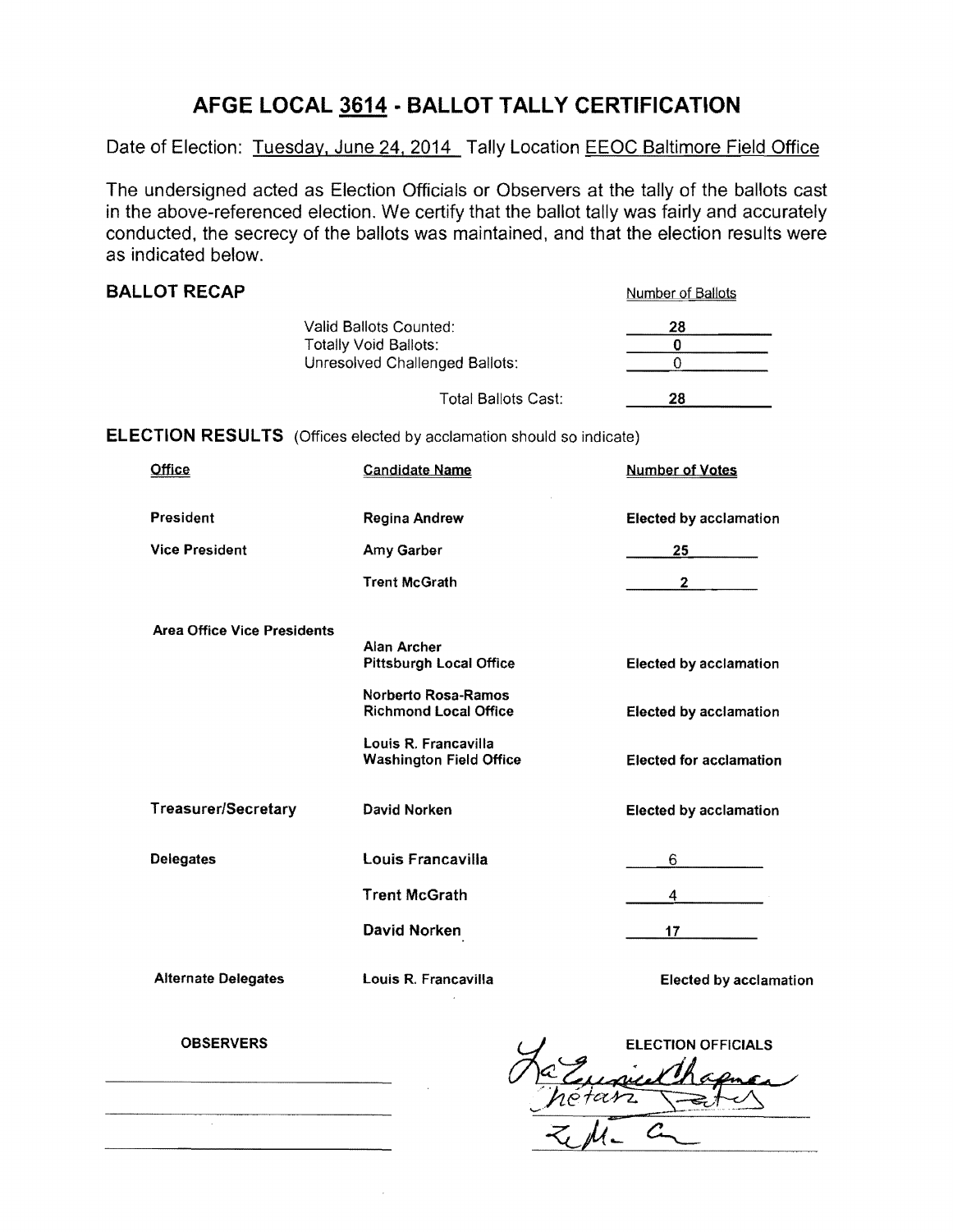# AFGE LOCAL 3614 - BALLOT TALLY CERTIFICATION

Date of Election: Tuesday, June 24, 2014 Tally Location EEOC Baltimore Field Office

The undersigned acted as Election Officials or Observers at the tally of the ballots cast in the above-referenced election. We certify that the ballot tally was fairly and accurately conducted, the secrecy of the ballots was maintained, and that the election results were as indicated below.

## BALLOT RECAP

| | Number of Ballots |
|---|---|
| Valid Ballots Counted: | 28 |
| Totally Void Ballots: | 0 |
| Unresolved Challenged Ballots: | 0 |
| Total Ballots Cast: | 28 |

## ELECTION RESULTS (Offices elected by acclamation should so indicate)

| Office | Candidate Name | Number of Votes |
|---|---|---|
| President | Regina Andrew | Elected by acclamation |
| Vice President | Amy Garber | 25 |
| | Trent McGrath | 2 |
| Area Office Vice Presidents | Alan Archer<br>Pittsburgh Local Office | Elected by acclamation |
| | Norberto Rosa-Ramos<br>Richmond Local Office | Elected by acclamation |
| | Louis R. Francavilla<br>Washington Field Office | Elected for acclamation |
| Treasurer/Secretary | David Norken | Elected by acclamation |
| Delegates | Louis Francavilla | 6 |
| | Trent McGrath | 4 |
| | David Norken | 17 |
| Alternate Delegates | Louis R. Francavilla | Elected by acclamation |

**OBSERVERS**

**ELECTION OFFICIALS**

LaEunice Chapman

Chetan Patel

Z. M. C.